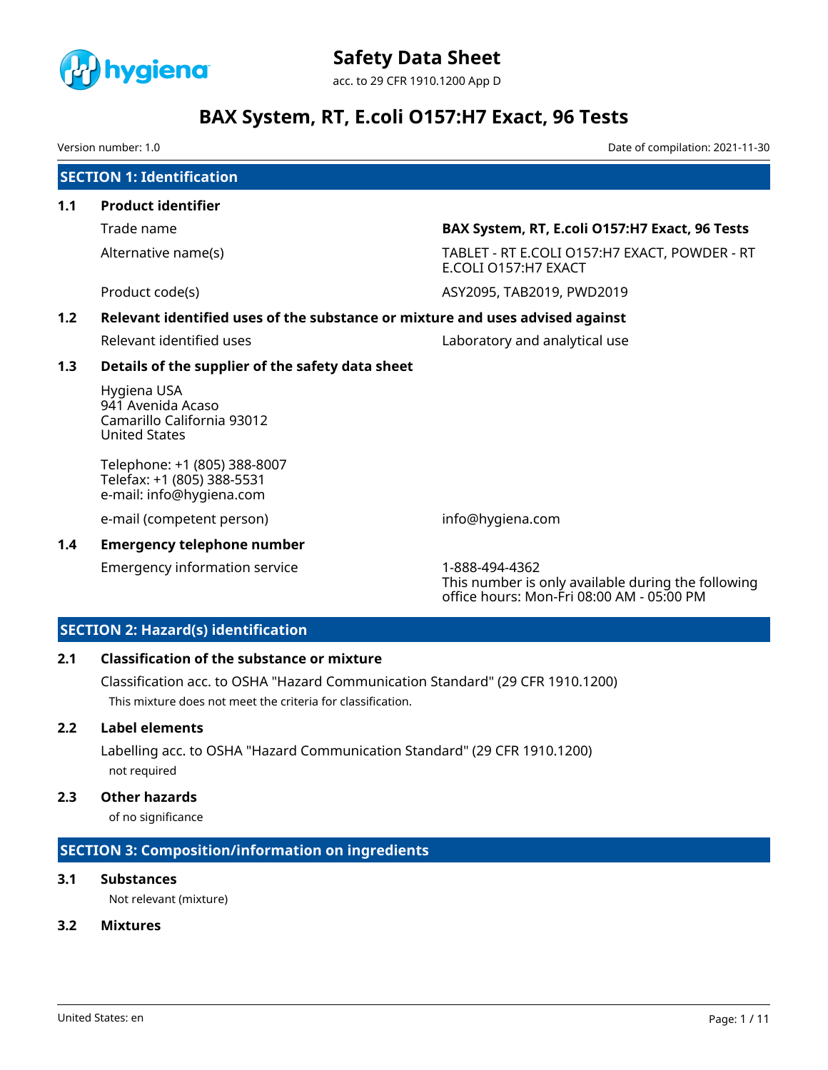# Safety Data Sheet

acc. to 29 CFR 1910.1200 App D

# BAX System, RT, E.coli O157:H7 Exact, 96 Tests

Version number: 1.0

Date of compilation: 2021-11-30

## SECTION 1: Identification

### 1.1 Product identifier

| | |
|---|---|
| Trade name | **BAX System, RT, E.coli O157:H7 Exact, 96 Tests** |
| Alternative name(s) | TABLET - RT E.COLI O157:H7 EXACT, POWDER - RT E.COLI O157:H7 EXACT |
| Product code(s) | ASY2095, TAB2019, PWD2019 |

### 1.2 Relevant identified uses of the substance or mixture and uses advised against

| | |
|---|---|
| Relevant identified uses | Laboratory and analytical use |

### 1.3 Details of the supplier of the safety data sheet

Hygiena USA
941 Avenida Acaso
Camarillo California 93012
United States

Telephone: +1 (805) 388-8007
Telefax: +1 (805) 388-5531
e-mail: info@hygiena.com

| | |
|---|---|
| e-mail (competent person) | info@hygiena.com |

### 1.4 Emergency telephone number

| | |
|---|---|
| Emergency information service | 1-888-494-4362<br>This number is only available during the following office hours: Mon-Fri 08:00 AM - 05:00 PM |

## SECTION 2: Hazard(s) identification

### 2.1 Classification of the substance or mixture

Classification acc. to OSHA "Hazard Communication Standard" (29 CFR 1910.1200)

This mixture does not meet the criteria for classification.

### 2.2 Label elements

Labelling acc. to OSHA "Hazard Communication Standard" (29 CFR 1910.1200)

not required

### 2.3 Other hazards

of no significance

## SECTION 3: Composition/information on ingredients

### 3.1 Substances

Not relevant (mixture)

### 3.2 Mixtures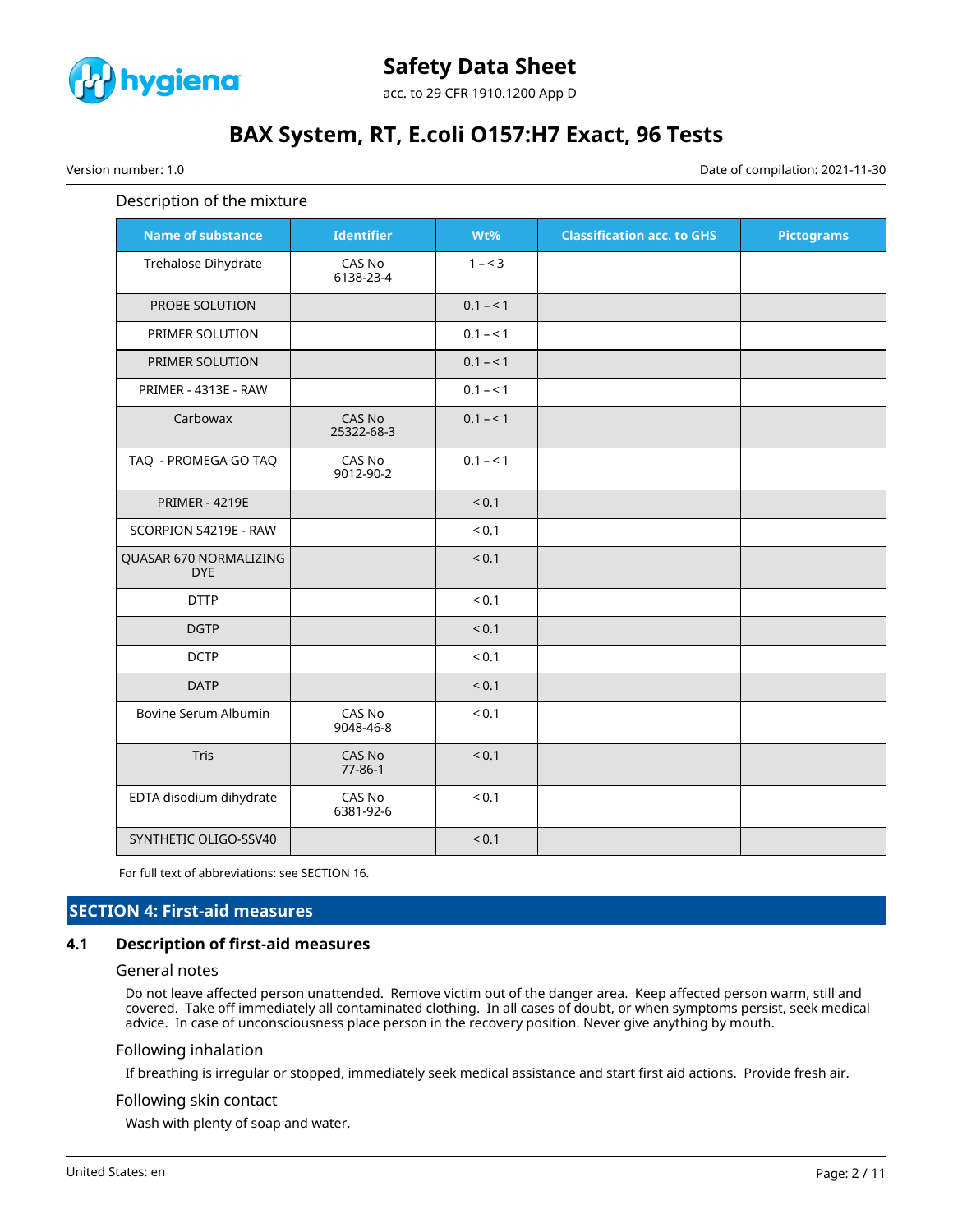Description of the mixture

| Name of substance | Identifier | Wt% | Classification acc. to GHS | Pictograms |
|---|---|---|---|---|
| Trehalose Dihydrate | CAS No 6138-23-4 | 1 – < 3 | | |
| PROBE SOLUTION | | 0.1 – < 1 | | |
| PRIMER SOLUTION | | 0.1 – < 1 | | |
| PRIMER SOLUTION | | 0.1 – < 1 | | |
| PRIMER - 4313E - RAW | | 0.1 – < 1 | | |
| Carbowax | CAS No 25322-68-3 | 0.1 – < 1 | | |
| TAQ - PROMEGA GO TAQ | CAS No 9012-90-2 | 0.1 – < 1 | | |
| PRIMER - 4219E | | < 0.1 | | |
| SCORPION S4219E - RAW | | < 0.1 | | |
| QUASAR 670 NORMALIZING DYE | | < 0.1 | | |
| DTTP | | < 0.1 | | |
| DGTP | | < 0.1 | | |
| DCTP | | < 0.1 | | |
| DATP | | < 0.1 | | |
| Bovine Serum Albumin | CAS No 9048-46-8 | < 0.1 | | |
| Tris | CAS No 77-86-1 | < 0.1 | | |
| EDTA disodium dihydrate | CAS No 6381-92-6 | < 0.1 | | |
| SYNTHETIC OLIGO-SSV40 | | < 0.1 | | |

For full text of abbreviations: see SECTION 16.

## SECTION 4: First-aid measures

### 4.1 Description of first-aid measures

General notes

Do not leave affected person unattended. Remove victim out of the danger area. Keep affected person warm, still and covered. Take off immediately all contaminated clothing. In all cases of doubt, or when symptoms persist, seek medical advice. In case of unconsciousness place person in the recovery position. Never give anything by mouth.

Following inhalation

If breathing is irregular or stopped, immediately seek medical assistance and start first aid actions. Provide fresh air.

Following skin contact

Wash with plenty of soap and water.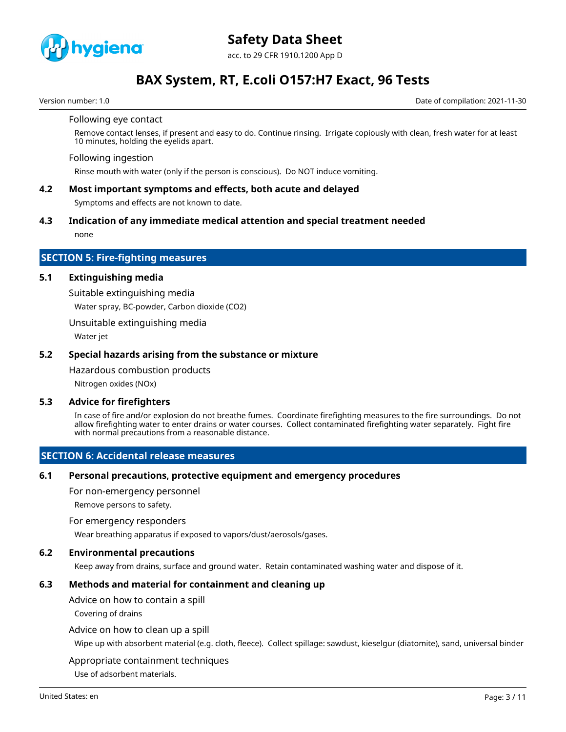Following eye contact

Remove contact lenses, if present and easy to do. Continue rinsing. Irrigate copiously with clean, fresh water for at least 10 minutes, holding the eyelids apart.

Following ingestion

Rinse mouth with water (only if the person is conscious). Do NOT induce vomiting.

### 4.2 Most important symptoms and effects, both acute and delayed

Symptoms and effects are not known to date.

### 4.3 Indication of any immediate medical attention and special treatment needed

none

## SECTION 5: Fire-fighting measures

### 5.1 Extinguishing media

Suitable extinguishing media

Water spray, BC-powder, Carbon dioxide ($CO_2$)

Unsuitable extinguishing media

Water jet

### 5.2 Special hazards arising from the substance or mixture

Hazardous combustion products

Nitrogen oxides (NOx)

### 5.3 Advice for firefighters

In case of fire and/or explosion do not breathe fumes. Coordinate firefighting measures to the fire surroundings. Do not allow firefighting water to enter drains or water courses. Collect contaminated firefighting water separately. Fight fire with normal precautions from a reasonable distance.

## SECTION 6: Accidental release measures

### 6.1 Personal precautions, protective equipment and emergency procedures

For non-emergency personnel

Remove persons to safety.

For emergency responders

Wear breathing apparatus if exposed to vapors/dust/aerosols/gases.

### 6.2 Environmental precautions

Keep away from drains, surface and ground water. Retain contaminated washing water and dispose of it.

### 6.3 Methods and material for containment and cleaning up

Advice on how to contain a spill

Covering of drains

Advice on how to clean up a spill

Wipe up with absorbent material (e.g. cloth, fleece). Collect spillage: sawdust, kieselgur (diatomite), sand, universal binder

Appropriate containment techniques

Use of adsorbent materials.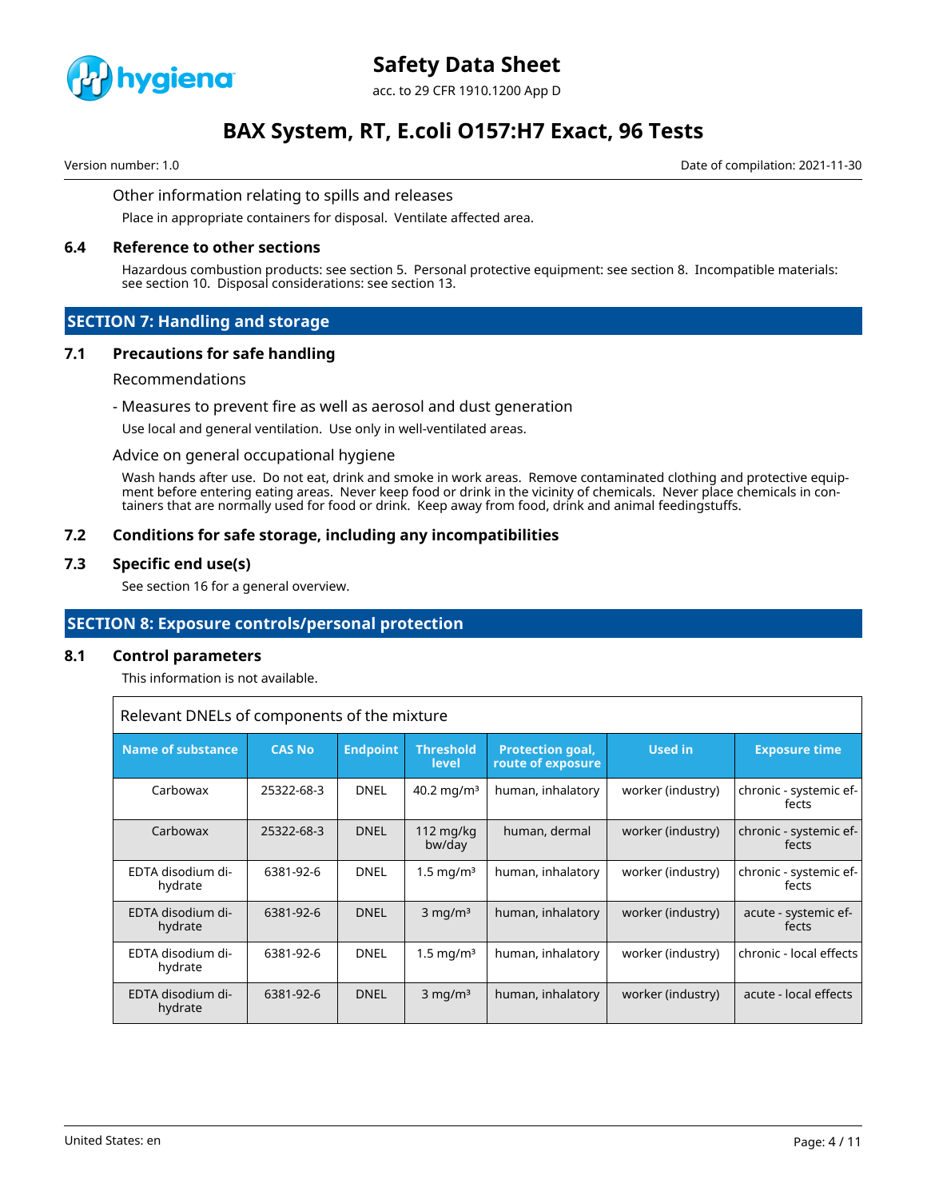Other information relating to spills and releases

Place in appropriate containers for disposal. Ventilate affected area.

### 6.4 Reference to other sections

Hazardous combustion products: see section 5. Personal protective equipment: see section 8. Incompatible materials: see section 10. Disposal considerations: see section 13.

## SECTION 7: Handling and storage

### 7.1 Precautions for safe handling

Recommendations

- Measures to prevent fire as well as aerosol and dust generation

Use local and general ventilation. Use only in well-ventilated areas.

Advice on general occupational hygiene

Wash hands after use. Do not eat, drink and smoke in work areas. Remove contaminated clothing and protective equipment before entering eating areas. Never keep food or drink in the vicinity of chemicals. Never place chemicals in containers that are normally used for food or drink. Keep away from food, drink and animal feedingstuffs.

### 7.2 Conditions for safe storage, including any incompatibilities

### 7.3 Specific end use(s)

See section 16 for a general overview.

## SECTION 8: Exposure controls/personal protection

### 8.1 Control parameters

This information is not available.

Relevant DNELs of components of the mixture

| Name of substance | CAS No | Endpoint | Threshold level | Protection goal, route of exposure | Used in | Exposure time |
|---|---|---|---|---|---|---|
| Carbowax | 25322-68-3 | DNEL | 40.2 mg/m³ | human, inhalatory | worker (industry) | chronic - systemic effects |
| Carbowax | 25322-68-3 | DNEL | 112 mg/kg bw/day | human, dermal | worker (industry) | chronic - systemic effects |
| EDTA disodium dihydrate | 6381-92-6 | DNEL | 1.5 mg/m³ | human, inhalatory | worker (industry) | chronic - systemic effects |
| EDTA disodium dihydrate | 6381-92-6 | DNEL | 3 mg/m³ | human, inhalatory | worker (industry) | acute - systemic effects |
| EDTA disodium dihydrate | 6381-92-6 | DNEL | 1.5 mg/m³ | human, inhalatory | worker (industry) | chronic - local effects |
| EDTA disodium dihydrate | 6381-92-6 | DNEL | 3 mg/m³ | human, inhalatory | worker (industry) | acute - local effects |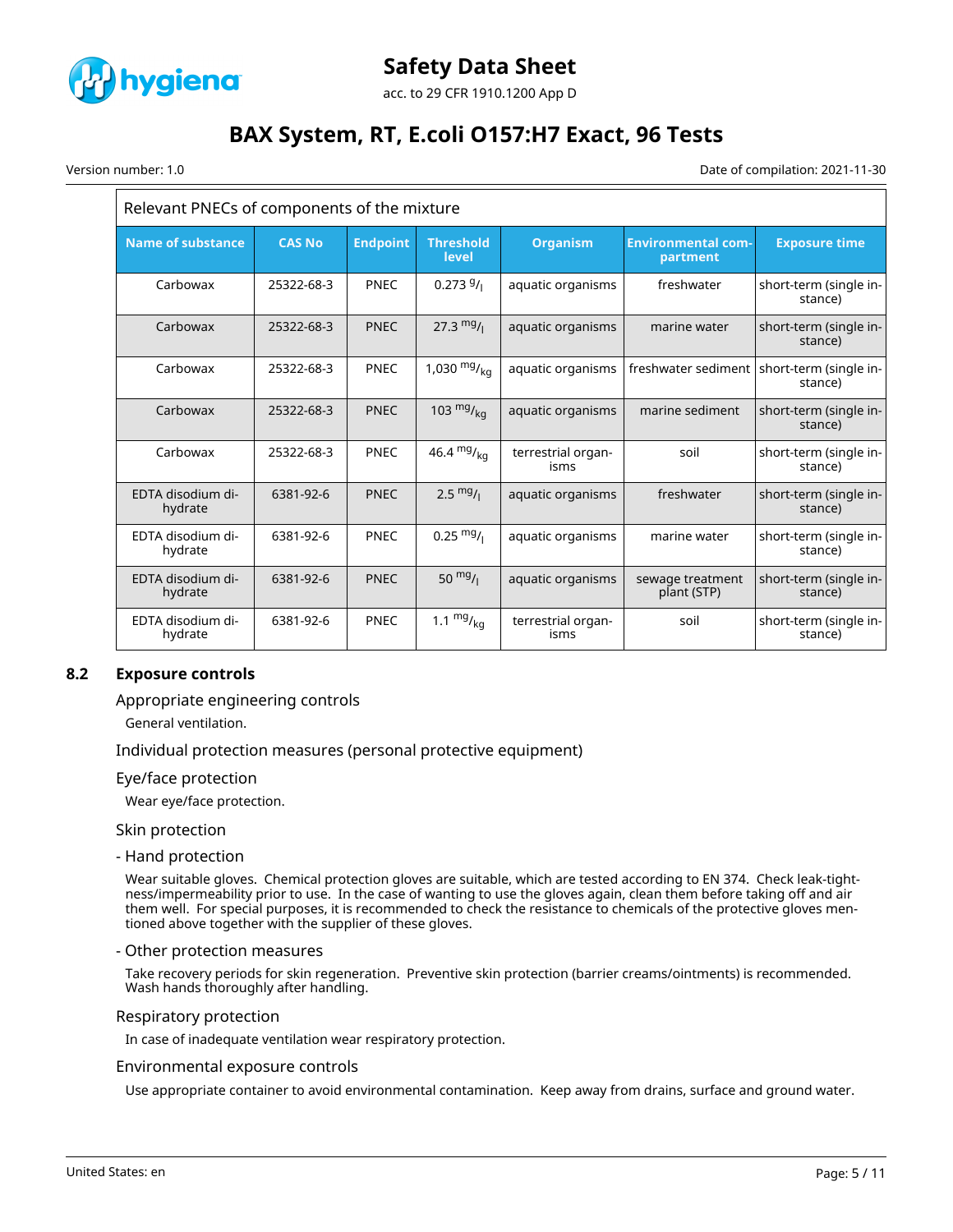| Relevant PNECs of components of the mixture | | | | | | |
|---|---|---|---|---|---|---|
| Name of substance | CAS No | Endpoint | Threshold level | Organism | Environmental compartment | Exposure time |
| Carbowax | 25322-68-3 | PNEC | 0.273 $^{g}/_{l}$ | aquatic organisms | freshwater | short-term (single instance) |
| Carbowax | 25322-68-3 | PNEC | 27.3 $^{mg}/_{l}$ | aquatic organisms | marine water | short-term (single instance) |
| Carbowax | 25322-68-3 | PNEC | 1,030 $^{mg}/_{kg}$ | aquatic organisms | freshwater sediment | short-term (single instance) |
| Carbowax | 25322-68-3 | PNEC | 103 $^{mg}/_{kg}$ | aquatic organisms | marine sediment | short-term (single instance) |
| Carbowax | 25322-68-3 | PNEC | 46.4 $^{mg}/_{kg}$ | terrestrial organisms | soil | short-term (single instance) |
| EDTA disodium dihydrate | 6381-92-6 | PNEC | 2.5 $^{mg}/_{l}$ | aquatic organisms | freshwater | short-term (single instance) |
| EDTA disodium dihydrate | 6381-92-6 | PNEC | 0.25 $^{mg}/_{l}$ | aquatic organisms | marine water | short-term (single instance) |
| EDTA disodium dihydrate | 6381-92-6 | PNEC | 50 $^{mg}/_{l}$ | aquatic organisms | sewage treatment plant (STP) | short-term (single instance) |
| EDTA disodium dihydrate | 6381-92-6 | PNEC | 1.1 $^{mg}/_{kg}$ | terrestrial organisms | soil | short-term (single instance) |

## 8.2 Exposure controls

### Appropriate engineering controls

General ventilation.

### Individual protection measures (personal protective equipment)

### Eye/face protection

Wear eye/face protection.

### Skin protection

#### - Hand protection

Wear suitable gloves. Chemical protection gloves are suitable, which are tested according to EN 374. Check leak-tightness/impermeability prior to use. In the case of wanting to use the gloves again, clean them before taking off and air them well. For special purposes, it is recommended to check the resistance to chemicals of the protective gloves mentioned above together with the supplier of these gloves.

#### - Other protection measures

Take recovery periods for skin regeneration. Preventive skin protection (barrier creams/ointments) is recommended. Wash hands thoroughly after handling.

### Respiratory protection

In case of inadequate ventilation wear respiratory protection.

### Environmental exposure controls

Use appropriate container to avoid environmental contamination. Keep away from drains, surface and ground water.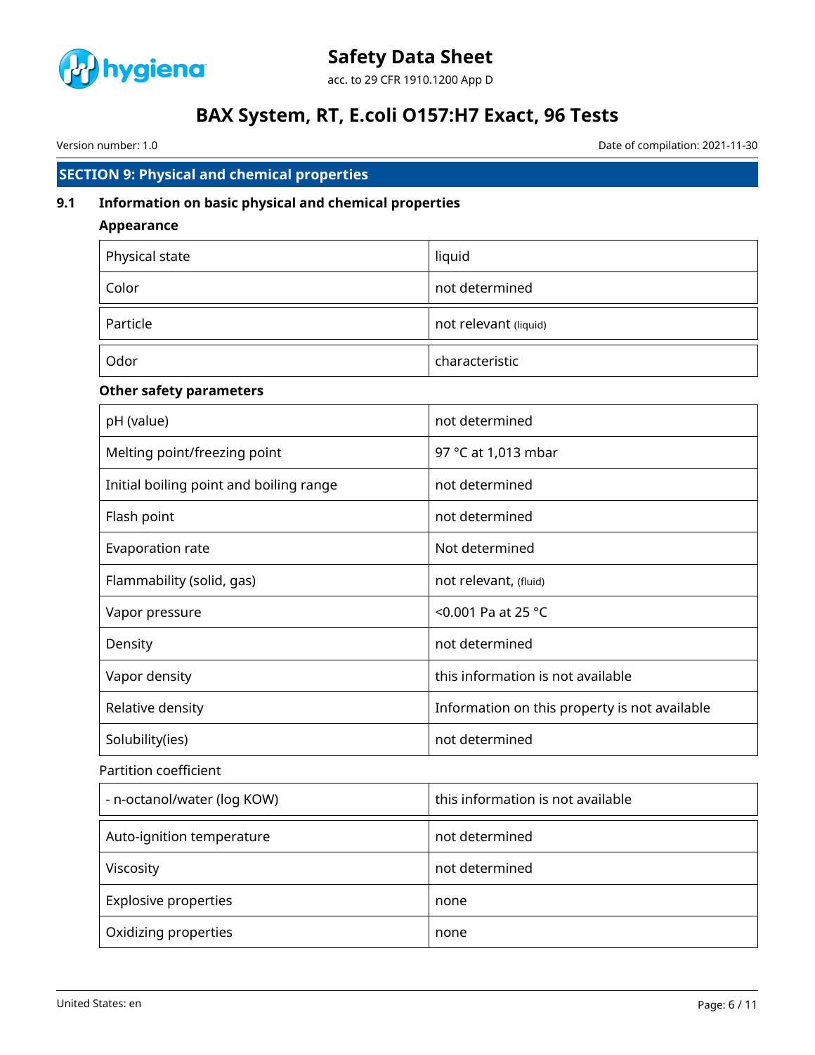## SECTION 9: Physical and chemical properties

### 9.1 Information on basic physical and chemical properties

**Appearance**

| | |
|---|---|
| Physical state | liquid |
| Color | not determined |
| Particle | not relevant (liquid) |
| Odor | characteristic |

**Other safety parameters**

| | |
|---|---|
| pH (value) | not determined |
| Melting point/freezing point | 97 °C at 1,013 mbar |
| Initial boiling point and boiling range | not determined |
| Flash point | not determined |
| Evaporation rate | Not determined |
| Flammability (solid, gas) | not relevant, (fluid) |
| Vapor pressure | <0.001 Pa at 25 °C |
| Density | not determined |
| Vapor density | this information is not available |
| Relative density | Information on this property is not available |
| Solubility(ies) | not determined |

Partition coefficient

| | |
|---|---|
| - n-octanol/water (log KOW) | this information is not available |
| Auto-ignition temperature | not determined |
| Viscosity | not determined |
| Explosive properties | none |
| Oxidizing properties | none |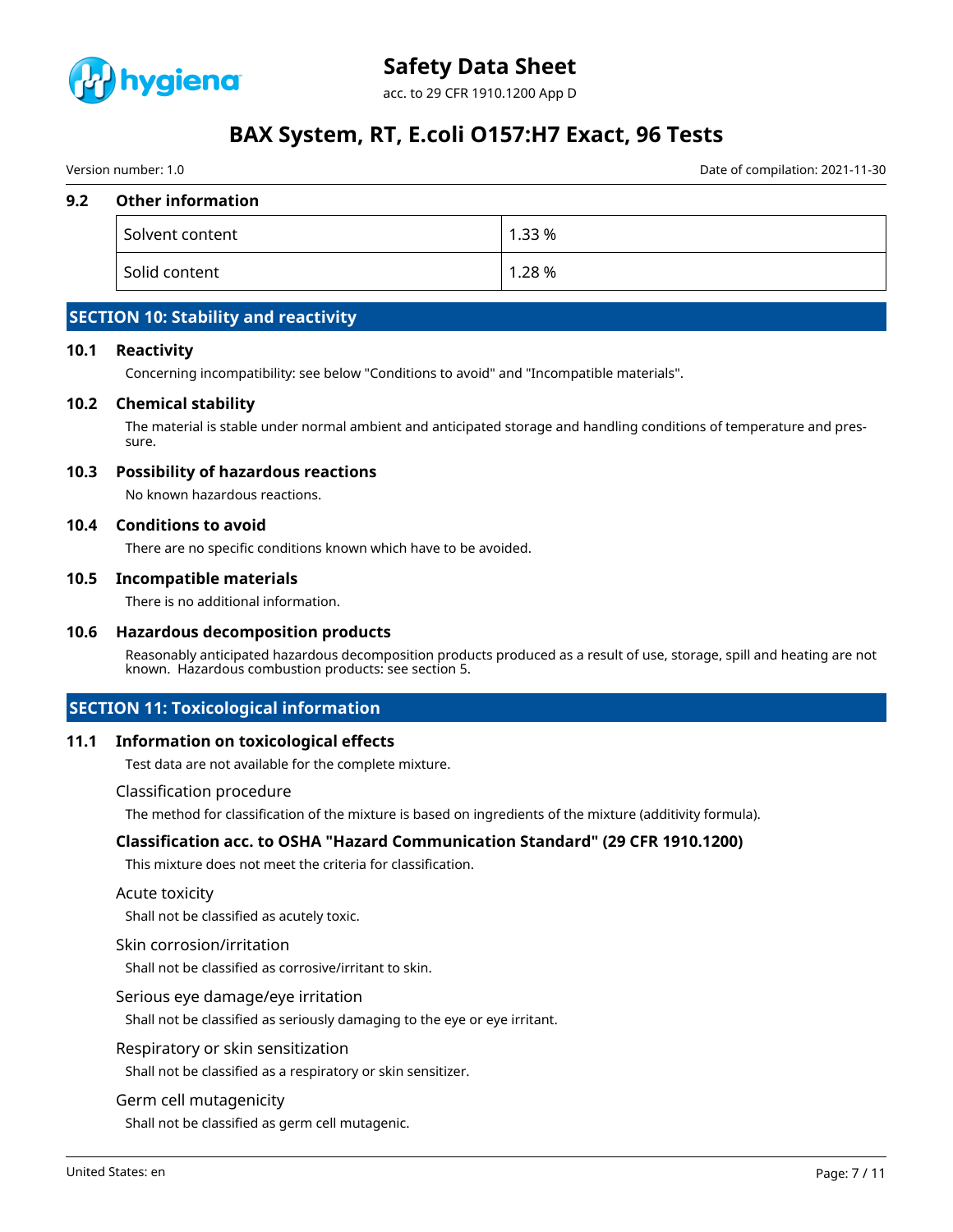### 9.2 Other information

| Solvent content | 1.33 % |
|---|---|
| Solid content | 1.28 % |

## SECTION 10: Stability and reactivity

### 10.1 Reactivity

Concerning incompatibility: see below "Conditions to avoid" and "Incompatible materials".

### 10.2 Chemical stability

The material is stable under normal ambient and anticipated storage and handling conditions of temperature and pressure.

### 10.3 Possibility of hazardous reactions

No known hazardous reactions.

### 10.4 Conditions to avoid

There are no specific conditions known which have to be avoided.

### 10.5 Incompatible materials

There is no additional information.

### 10.6 Hazardous decomposition products

Reasonably anticipated hazardous decomposition products produced as a result of use, storage, spill and heating are not known. Hazardous combustion products: see section 5.

## SECTION 11: Toxicological information

### 11.1 Information on toxicological effects

Test data are not available for the complete mixture.

Classification procedure

The method for classification of the mixture is based on ingredients of the mixture (additivity formula).

**Classification acc. to OSHA "Hazard Communication Standard" (29 CFR 1910.1200)**

This mixture does not meet the criteria for classification.

Acute toxicity

Shall not be classified as acutely toxic.

Skin corrosion/irritation

Shall not be classified as corrosive/irritant to skin.

Serious eye damage/eye irritation

Shall not be classified as seriously damaging to the eye or eye irritant.

Respiratory or skin sensitization

Shall not be classified as a respiratory or skin sensitizer.

Germ cell mutagenicity

Shall not be classified as germ cell mutagenic.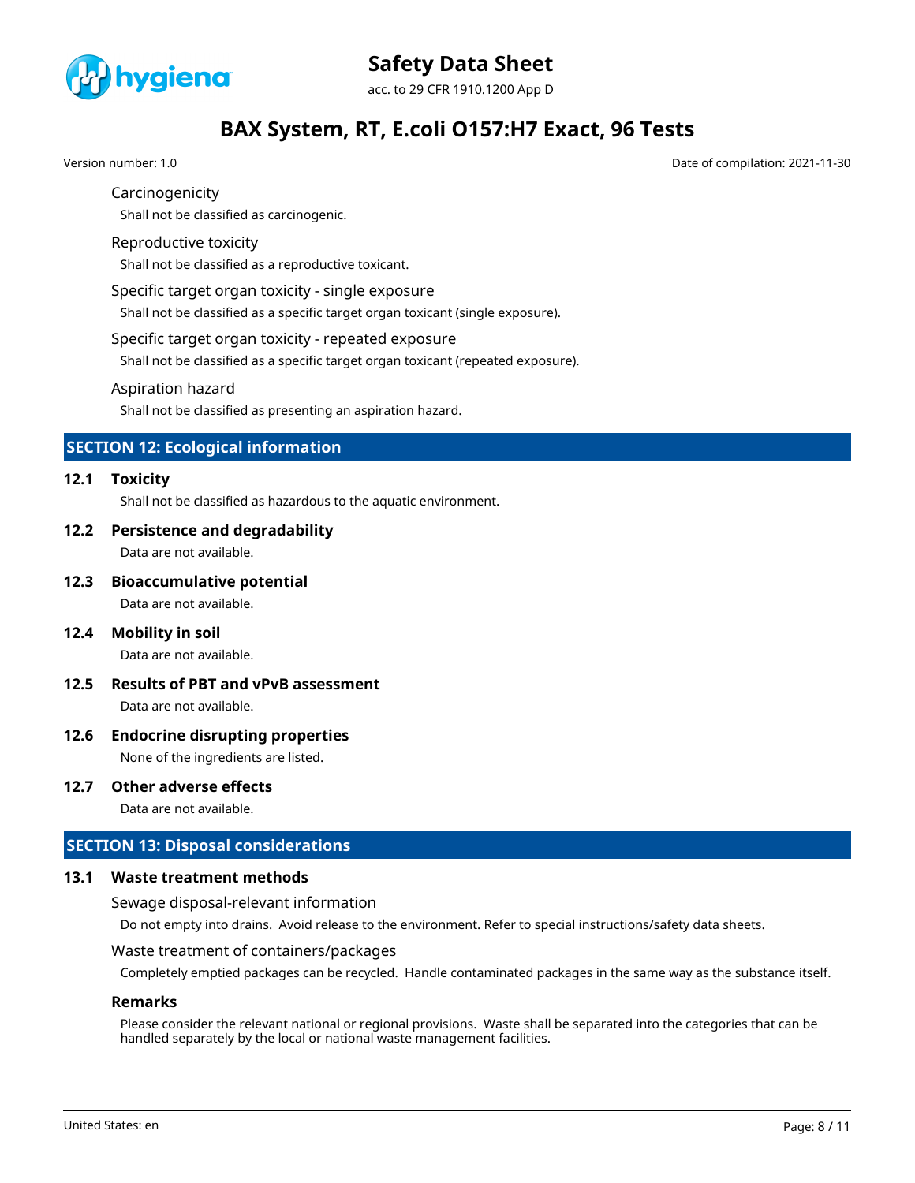Carcinogenicity

Shall not be classified as carcinogenic.

Reproductive toxicity

Shall not be classified as a reproductive toxicant.

Specific target organ toxicity - single exposure

Shall not be classified as a specific target organ toxicant (single exposure).

Specific target organ toxicity - repeated exposure

Shall not be classified as a specific target organ toxicant (repeated exposure).

Aspiration hazard

Shall not be classified as presenting an aspiration hazard.

## SECTION 12: Ecological information

### 12.1 Toxicity

Shall not be classified as hazardous to the aquatic environment.

### 12.2 Persistence and degradability

Data are not available.

### 12.3 Bioaccumulative potential

Data are not available.

### 12.4 Mobility in soil

Data are not available.

### 12.5 Results of PBT and vPvB assessment

Data are not available.

### 12.6 Endocrine disrupting properties

None of the ingredients are listed.

### 12.7 Other adverse effects

Data are not available.

## SECTION 13: Disposal considerations

### 13.1 Waste treatment methods

Sewage disposal-relevant information

Do not empty into drains. Avoid release to the environment. Refer to special instructions/safety data sheets.

Waste treatment of containers/packages

Completely emptied packages can be recycled. Handle contaminated packages in the same way as the substance itself.

**Remarks**

Please consider the relevant national or regional provisions. Waste shall be separated into the categories that can be handled separately by the local or national waste management facilities.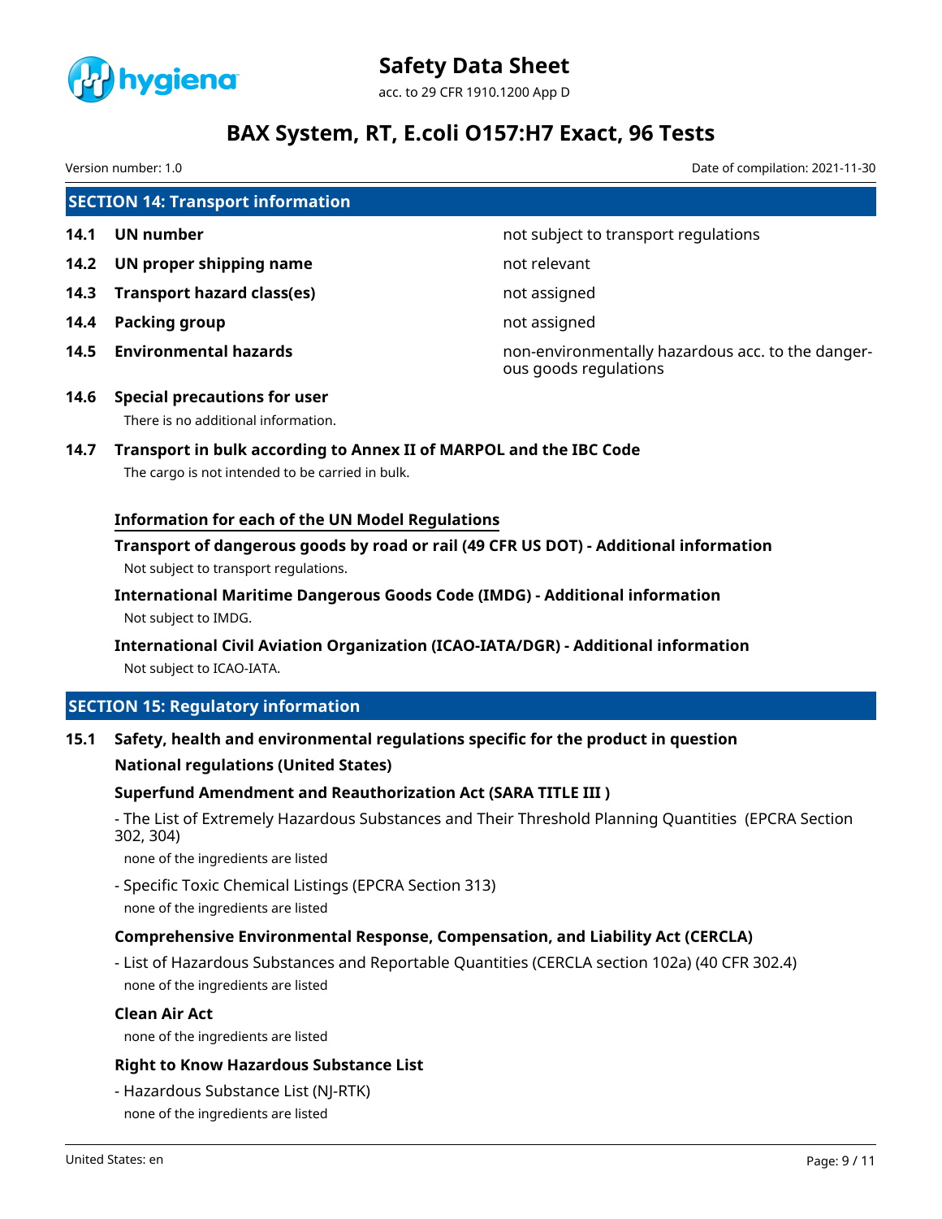## SECTION 14: Transport information

| | | |
|---|---|---|
| **14.1** | **UN number** | not subject to transport regulations |
| **14.2** | **UN proper shipping name** | not relevant |
| **14.3** | **Transport hazard class(es)** | not assigned |
| **14.4** | **Packing group** | not assigned |
| **14.5** | **Environmental hazards** | non-environmentally hazardous acc. to the dangerous goods regulations |

**14.6 Special precautions for user**

There is no additional information.

**14.7 Transport in bulk according to Annex II of MARPOL and the IBC Code**

The cargo is not intended to be carried in bulk.

**Information for each of the UN Model Regulations**

**Transport of dangerous goods by road or rail (49 CFR US DOT) - Additional information**

Not subject to transport regulations.

**International Maritime Dangerous Goods Code (IMDG) - Additional information**

Not subject to IMDG.

**International Civil Aviation Organization (ICAO-IATA/DGR) - Additional information**

Not subject to ICAO-IATA.

## SECTION 15: Regulatory information

**15.1 Safety, health and environmental regulations specific for the product in question**

**National regulations (United States)**

**Superfund Amendment and Reauthorization Act (SARA TITLE III )**

- The List of Extremely Hazardous Substances and Their Threshold Planning Quantities (EPCRA Section 302, 304)

  none of the ingredients are listed

- Specific Toxic Chemical Listings (EPCRA Section 313)

  none of the ingredients are listed

**Comprehensive Environmental Response, Compensation, and Liability Act (CERCLA)**

- List of Hazardous Substances and Reportable Quantities (CERCLA section 102a) (40 CFR 302.4)

  none of the ingredients are listed

**Clean Air Act**

none of the ingredients are listed

**Right to Know Hazardous Substance List**

- Hazardous Substance List (NJ-RTK)

  none of the ingredients are listed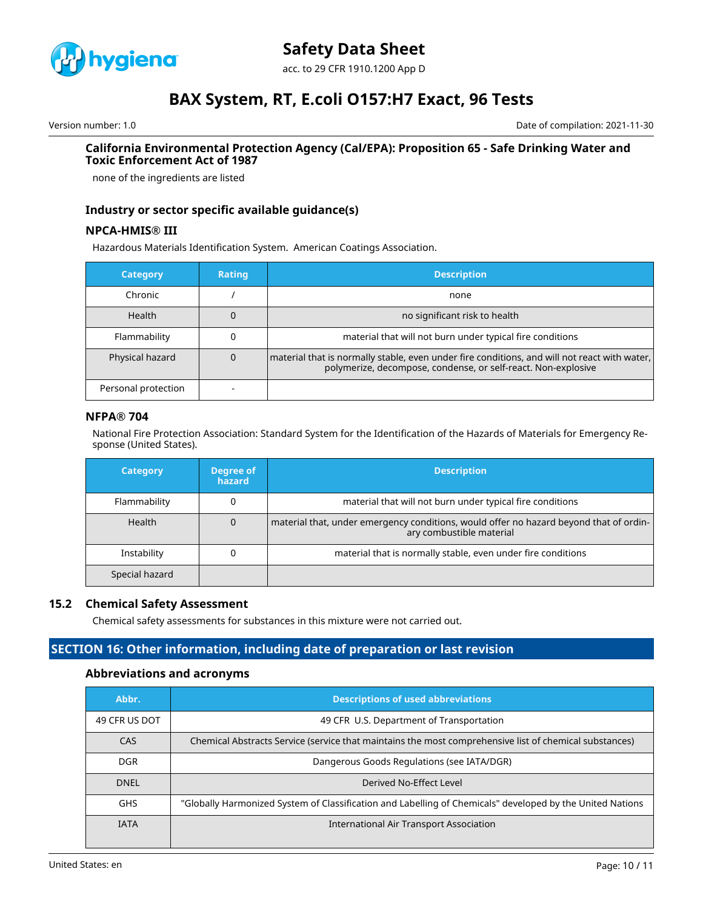### California Environmental Protection Agency (Cal/EPA): Proposition 65 - Safe Drinking Water and Toxic Enforcement Act of 1987

none of the ingredients are listed

### Industry or sector specific available guidance(s)

#### NPCA-HMIS® III

Hazardous Materials Identification System. American Coatings Association.

| Category | Rating | Description |
|---|---|---|
| Chronic | / | none |
| Health | 0 | no significant risk to health |
| Flammability | 0 | material that will not burn under typical fire conditions |
| Physical hazard | 0 | material that is normally stable, even under fire conditions, and will not react with water, polymerize, decompose, condense, or self-react. Non-explosive |
| Personal protection | - | |

#### NFPA® 704

National Fire Protection Association: Standard System for the Identification of the Hazards of Materials for Emergency Response (United States).

| Category | Degree of hazard | Description |
|---|---|---|
| Flammability | 0 | material that will not burn under typical fire conditions |
| Health | 0 | material that, under emergency conditions, would offer no hazard beyond that of ordinary combustible material |
| Instability | 0 | material that is normally stable, even under fire conditions |
| Special hazard | | |

### 15.2 Chemical Safety Assessment

Chemical safety assessments for substances in this mixture were not carried out.

## SECTION 16: Other information, including date of preparation or last revision

### Abbreviations and acronyms

| Abbr. | Descriptions of used abbreviations |
|---|---|
| 49 CFR US DOT | 49 CFR U.S. Department of Transportation |
| CAS | Chemical Abstracts Service (service that maintains the most comprehensive list of chemical substances) |
| DGR | Dangerous Goods Regulations (see IATA/DGR) |
| DNEL | Derived No-Effect Level |
| GHS | "Globally Harmonized System of Classification and Labelling of Chemicals" developed by the United Nations |
| IATA | International Air Transport Association |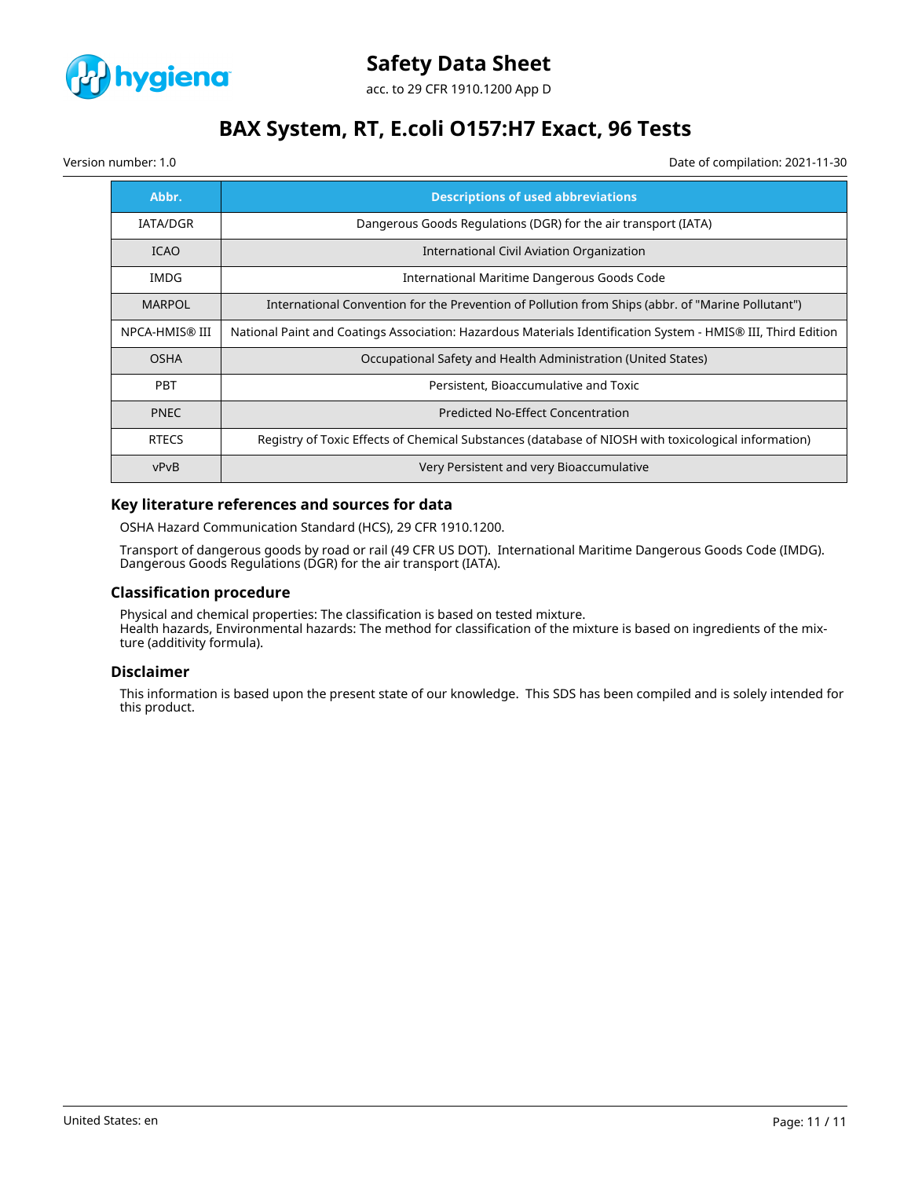| Abbr. | Descriptions of used abbreviations |
| --- | --- |
| IATA/DGR | Dangerous Goods Regulations (DGR) for the air transport (IATA) |
| ICAO | International Civil Aviation Organization |
| IMDG | International Maritime Dangerous Goods Code |
| MARPOL | International Convention for the Prevention of Pollution from Ships (abbr. of "Marine Pollutant") |
| NPCA-HMIS® III | National Paint and Coatings Association: Hazardous Materials Identification System - HMIS® III, Third Edition |
| OSHA | Occupational Safety and Health Administration (United States) |
| PBT | Persistent, Bioaccumulative and Toxic |
| PNEC | Predicted No-Effect Concentration |
| RTECS | Registry of Toxic Effects of Chemical Substances (database of NIOSH with toxicological information) |
| vPvB | Very Persistent and very Bioaccumulative |

### Key literature references and sources for data

OSHA Hazard Communication Standard (HCS), 29 CFR 1910.1200.

Transport of dangerous goods by road or rail (49 CFR US DOT). International Maritime Dangerous Goods Code (IMDG). Dangerous Goods Regulations (DGR) for the air transport (IATA).

### Classification procedure

Physical and chemical properties: The classification is based on tested mixture.
Health hazards, Environmental hazards: The method for classification of the mixture is based on ingredients of the mixture (additivity formula).

### Disclaimer

This information is based upon the present state of our knowledge. This SDS has been compiled and is solely intended for this product.